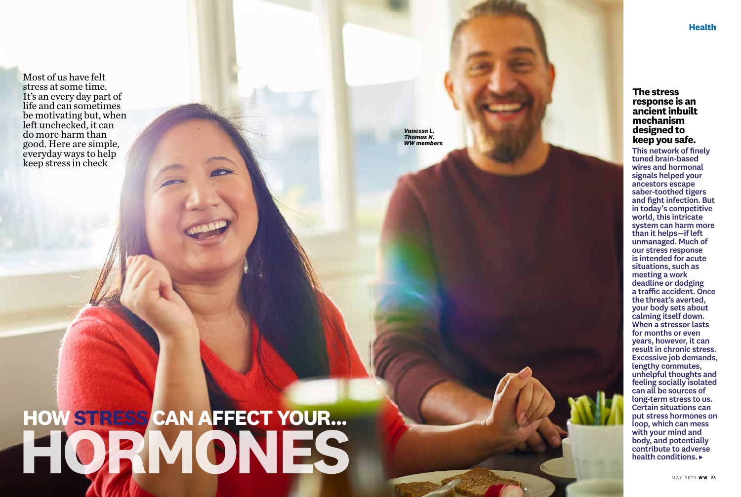# HOW STRESS CAN AFFECT YOUR... HORMONES

Most of us have felt stress at some time. It's an every day part of life and can sometimes be motivating but, when left unchecked, it can do more harm than good. Here are simple, everyday ways to help keep stress in check

*Vanessa L.*
*Thomas N.*
*WW members*

**The stress response is an ancient inbuilt mechanism designed to keep you safe.**

This network of finely tuned brain-based wires and hormonal signals helped your ancestors escape saber-toothed tigers and fight infection. But in today's competitive world, this intricate system can harm more than it helps—if left unmanaged. Much of our stress response is intended for acute situations, such as meeting a work deadline or dodging a traffic accident. Once the threat's averted, your body sets about calming itself down. When a stressor lasts for months or even years, however, it can result in chronic stress. Excessive job demands, lengthy commutes, unhelpful thoughts and feeling socially isolated can all be sources of long-term stress to us. Certain situations can put stress hormones on loop, which can mess with your mind and body, and potentially contribute to adverse health conditions. ▸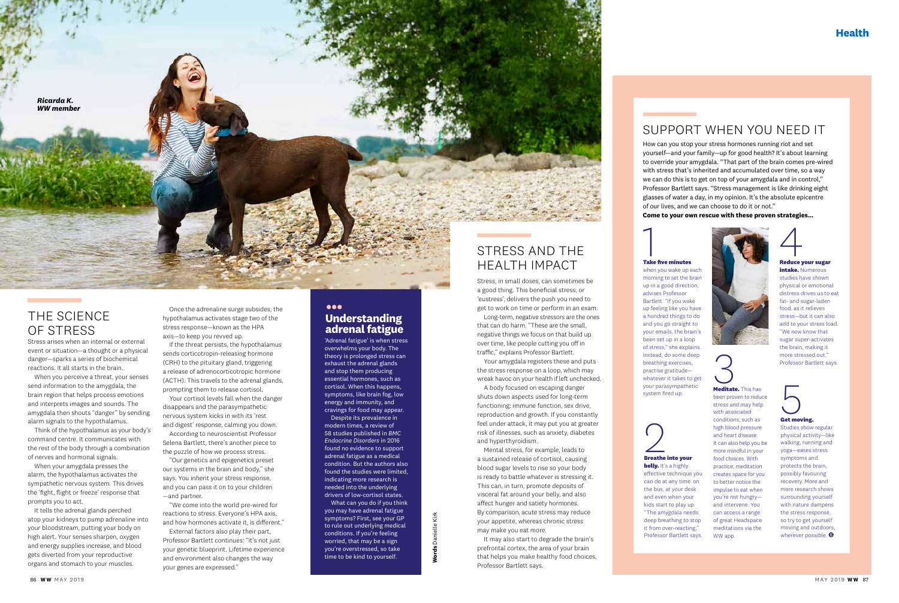*Ricarda K. WW member*

## THE SCIENCE OF STRESS

Stress arises when an internal or external event or situation—a thought or a physical danger—sparks a series of biochemical reactions. It all starts in the brain.

When you perceive a threat, your senses send information to the amygdala, the brain region that helps process emotions and interprets images and sounds. The amygdala then shouts "danger" by sending alarm signals to the hypothalamus.

Think of the hypothalamus as your body's command centre. It communicates with the rest of the body through a combination of nerves and hormonal signals.

When your amygdala presses the alarm, the hypothalamus activates the sympathetic nervous system. This drives the 'fight, flight or freeze' response that prompts you to act.

It tells the adrenal glands perched atop your kidneys to pump adrenaline into your bloodstream, putting your body on high alert. Your senses sharpen, oxygen and energy supplies increase, and blood gets diverted from your reproductive organs and stomach to your muscles.

Once the adrenaline surge subsides, the hypothalamus activates stage two of the stress response—known as the HPA axis—to keep you revved up.

If the threat persists, the hypothalamus sends corticotropin-releasing hormone (CRH) to the pituitary gland, triggering a release of adrenocorticotropic hormone (ACTH). This travels to the adrenal glands, prompting them to release cortisol.

Your cortisol levels fall when the danger disappears and the parasympathetic nervous system kicks in with its 'rest and digest' response, calming you down.

According to neuroscientist Professor Selena Bartlett, there's another piece to the puzzle of how we process stress.

"Our genetics and epigenetics preset our systems in the brain and body," she says. You inherit your stress response, and you can pass it on to your children —and partner.

"We come into the world pre-wired for reactions to stress. Everyone's HPA axis, and how hormones activate it, is different."

External factors also play their part, Professor Bartlett continues: "It's not just your genetic blueprint. Lifetime experience and environment also changes the way your genes are expressed."

### Understanding adrenal fatigue

'Adrenal fatigue' is when stress overwhelms your body. The theory is prolonged stress can exhaust the adrenal glands and stop them producing essential hormones, such as cortisol. When this happens, symptoms, like brain fog, low energy and immunity, and cravings for food may appear.

Despite its prevalence in modern times, a review of 58 studies published in *BMC Endocrine Disorders* in 2016 found no evidence to support adrenal fatigue as a medical condition. But the authors also found the studies were limited, indicating more research is needed into the underlying drivers of low-cortisol states.

What can you do if you think you may have adrenal fatigue symptoms? First, see your GP to rule out underlying medical conditions. If you're feeling worried, that may be a sign you're overstressed, so take time to be kind to yourself.

**Words** Danielle Kirk

## STRESS AND THE HEALTH IMPACT

Stress, in small doses, can sometimes be a good thing. This beneficial stress, or 'eustress', delivers the push you need to get to work on time or perform in an exam.

Long-term, negative stressors are the ones that can do harm. "These are the small, negative things we focus on that build up over time, like people cutting you off in traffic," explains Professor Bartlett.

Your amygdala registers these and puts the stress response on a loop, which may wreak havoc on your health if left unchecked.

A body focused on escaping danger shuts down aspects used for long-term functioning: immune function, sex drive, reproduction and growth. If you constantly feel under attack, it may put you at greater risk of illnesses, such as anxiety, diabetes and hyperthyroidism.

Mental stress, for example, leads to a sustained release of cortisol, causing blood sugar levels to rise so your body is ready to battle whatever is stressing it. This can, in turn, promote deposits of visceral fat around your belly, and also affect hunger and satiety hormones. By comparison, acute stress may reduce your appetite, whereas chronic stress may make you eat more.

It may also start to degrade the brain's prefrontal cortex, the area of your brain that helps you make healthy food choices, Professor Bartlett says.

## SUPPORT WHEN YOU NEED IT

How can you stop your stress hormones running riot and set yourself—and your family—up for good health? It's about learning to override your amygdala. "That part of the brain comes pre-wired with stress that's inherited and accumulated over time, so a way we can do this is to get on top of your amygdala and in control," Professor Bartlett says. "Stress management is like drinking eight glasses of water a day, in my opinion. It's the absolute epicentre of our lives, and we can choose to do it or not."

**Come to your own rescue with these proven strategies...**

1. **Take five minutes** when you wake up each morning to set the brain up in a good direction, advises Professor Bartlett. "If you wake up feeling like you have a hundred things to do and you go straight to your emails, the brain's been set up in a loop of stress," she explains. Instead, do some deep breathing exercises, practise gratitude—whatever it takes to get your parasympathetic system fired up.

2. **Breathe into your belly.** It's a highly effective technique you can do at any time: on the bus, at your desk and even when your kids start to play up. "The amygdala needs deep breathing to stop it from over-reacting," Professor Bartlett says.

3. **Meditate.** This has been proven to reduce stress and may help with associated conditions, such as high blood pressure and heart disease. It can also help you be more mindful in your food choices. With practice, meditation creates space for you to better notice the impulse to eat when you're not hungry—and intervene. You can access a range of great Headspace meditations via the WW app.

4. **Reduce your sugar intake.** Numerous studies have shown physical or emotional distress drives us to eat fat- and sugar-laden food, as it relieves stress—but it can also add to your stress load. "We now know that sugar super-activates the brain, making it more stressed out," Professor Bartlett says.

5. **Get moving.** Studies show regular physical activity—like walking, running and yoga—eases stress symptoms and protects the brain, possibly favouring recovery. More and more research shows surrounding yourself with nature dampens the stress response, so try to get yourself moving and outdoors, wherever possible.